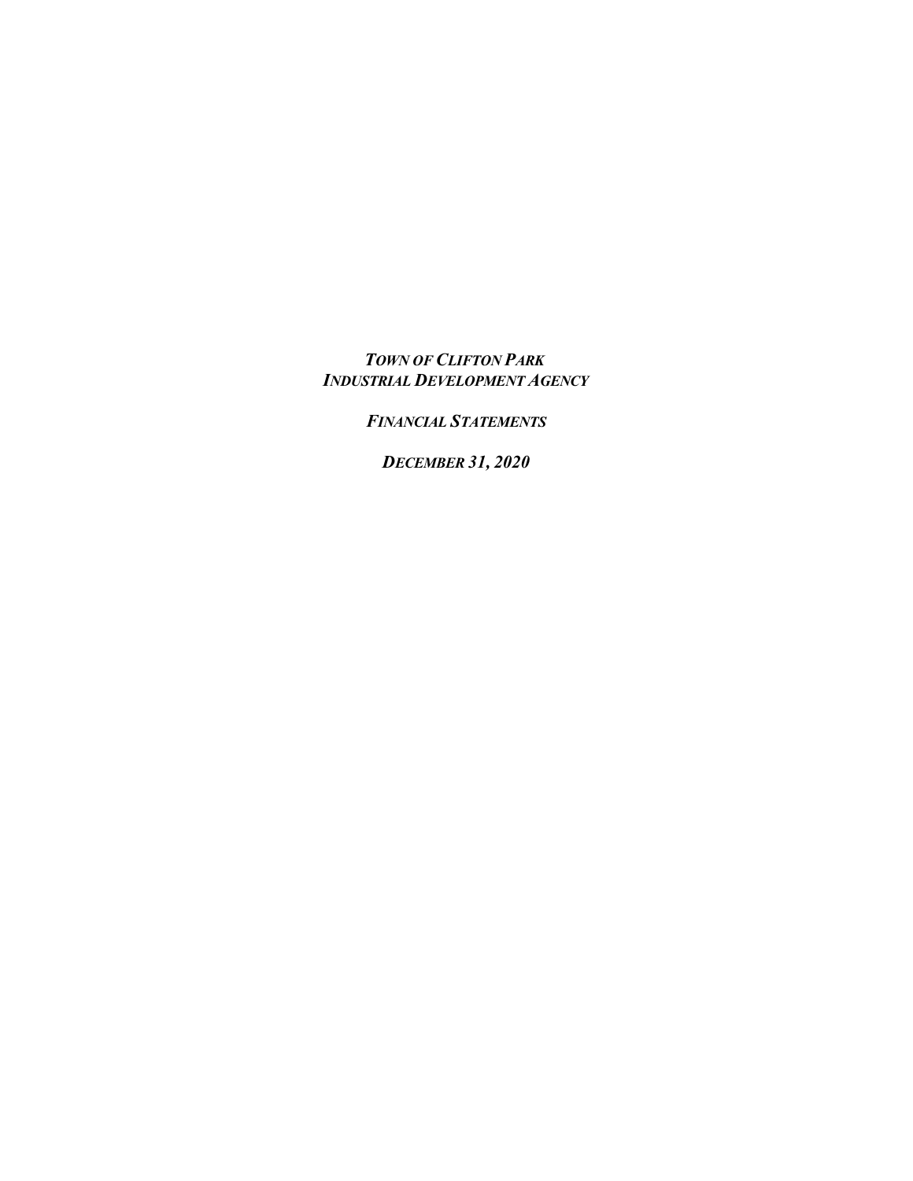***TOWN OF CLIFTON PARK***
***INDUSTRIAL DEVELOPMENT AGENCY***

***FINANCIAL STATEMENTS***

***DECEMBER 31, 2020***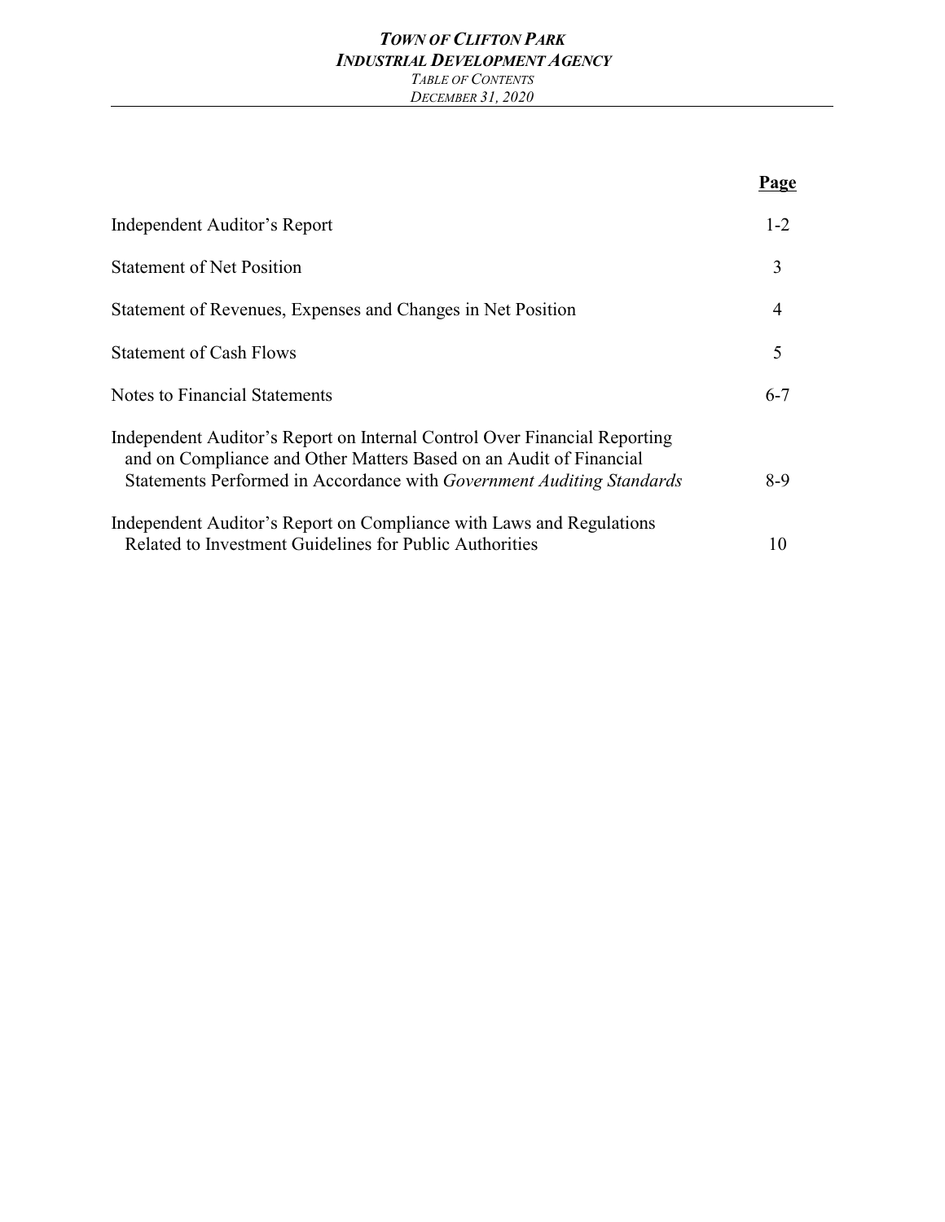# *TOWN OF CLIFTON PARK*
## *INDUSTRIAL DEVELOPMENT AGENCY*
*TABLE OF CONTENTS*
*DECEMBER 31, 2020*

| | **Page** |
|---|---|
| Independent Auditor's Report | 1-2 |
| Statement of Net Position | 3 |
| Statement of Revenues, Expenses and Changes in Net Position | 4 |
| Statement of Cash Flows | 5 |
| Notes to Financial Statements | 6-7 |
| Independent Auditor's Report on Internal Control Over Financial Reporting and on Compliance and Other Matters Based on an Audit of Financial Statements Performed in Accordance with *Government Auditing Standards* | 8-9 |
| Independent Auditor's Report on Compliance with Laws and Regulations Related to Investment Guidelines for Public Authorities | 10 |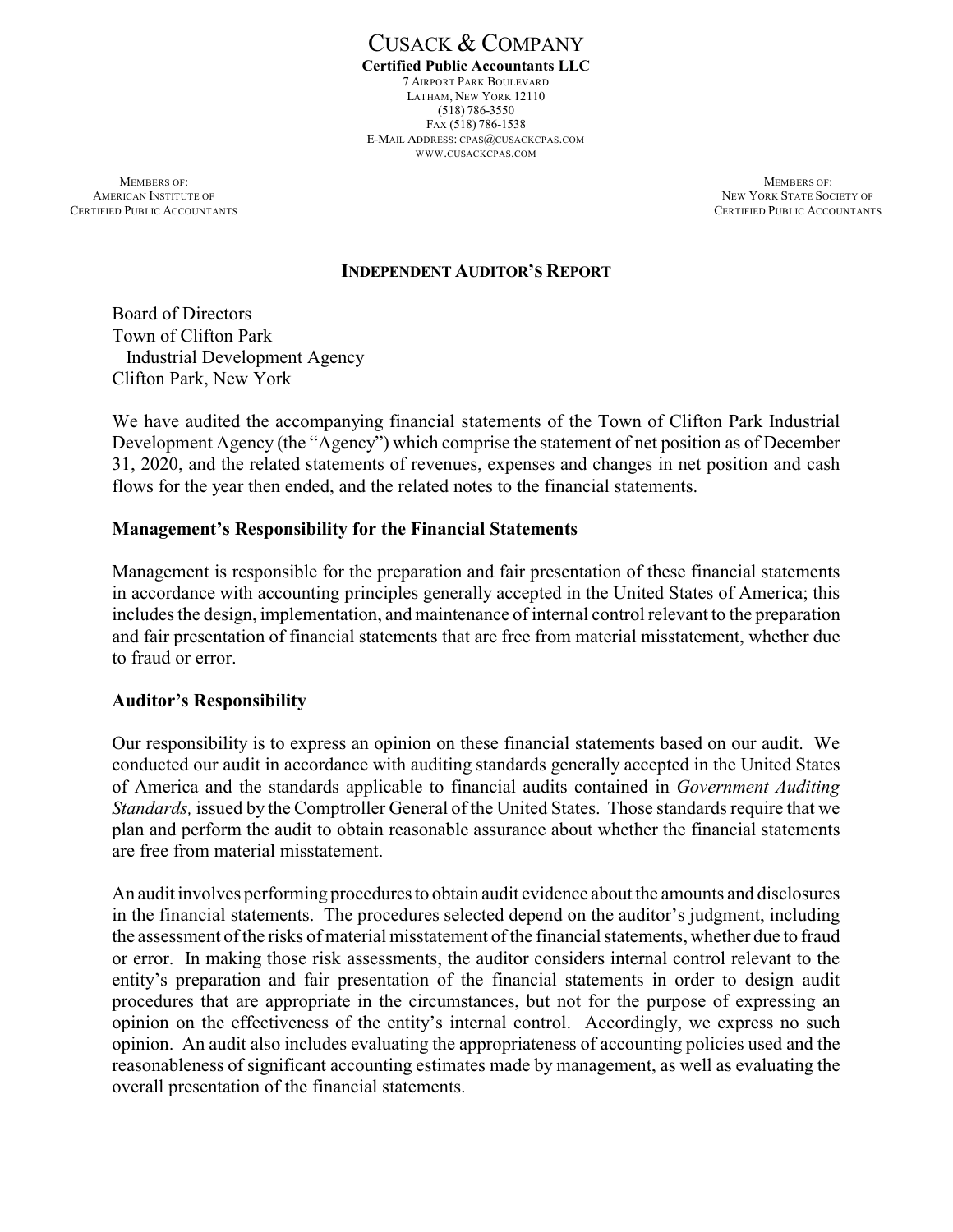CUSACK & COMPANY

**Certified Public Accountants LLC**

7 AIRPORT PARK BOULEVARD
LATHAM, NEW YORK 12110
(518) 786-3550
FAX (518) 786-1538
E-MAIL ADDRESS: CPAS@CUSACKCPAS.COM
WWW.CUSACKCPAS.COM

MEMBERS OF:
AMERICAN INSTITUTE OF
CERTIFIED PUBLIC ACCOUNTANTS

MEMBERS OF:
NEW YORK STATE SOCIETY OF
CERTIFIED PUBLIC ACCOUNTANTS

## INDEPENDENT AUDITOR'S REPORT

Board of Directors
Town of Clifton Park
Industrial Development Agency
Clifton Park, New York

We have audited the accompanying financial statements of the Town of Clifton Park Industrial Development Agency (the "Agency") which comprise the statement of net position as of December 31, 2020, and the related statements of revenues, expenses and changes in net position and cash flows for the year then ended, and the related notes to the financial statements.

### Management's Responsibility for the Financial Statements

Management is responsible for the preparation and fair presentation of these financial statements in accordance with accounting principles generally accepted in the United States of America; this includes the design, implementation, and maintenance of internal control relevant to the preparation and fair presentation of financial statements that are free from material misstatement, whether due to fraud or error.

### Auditor's Responsibility

Our responsibility is to express an opinion on these financial statements based on our audit. We conducted our audit in accordance with auditing standards generally accepted in the United States of America and the standards applicable to financial audits contained in *Government Auditing Standards,* issued by the Comptroller General of the United States. Those standards require that we plan and perform the audit to obtain reasonable assurance about whether the financial statements are free from material misstatement.

An audit involves performing procedures to obtain audit evidence about the amounts and disclosures in the financial statements. The procedures selected depend on the auditor's judgment, including the assessment of the risks of material misstatement of the financial statements, whether due to fraud or error. In making those risk assessments, the auditor considers internal control relevant to the entity's preparation and fair presentation of the financial statements in order to design audit procedures that are appropriate in the circumstances, but not for the purpose of expressing an opinion on the effectiveness of the entity's internal control. Accordingly, we express no such opinion. An audit also includes evaluating the appropriateness of accounting policies used and the reasonableness of significant accounting estimates made by management, as well as evaluating the overall presentation of the financial statements.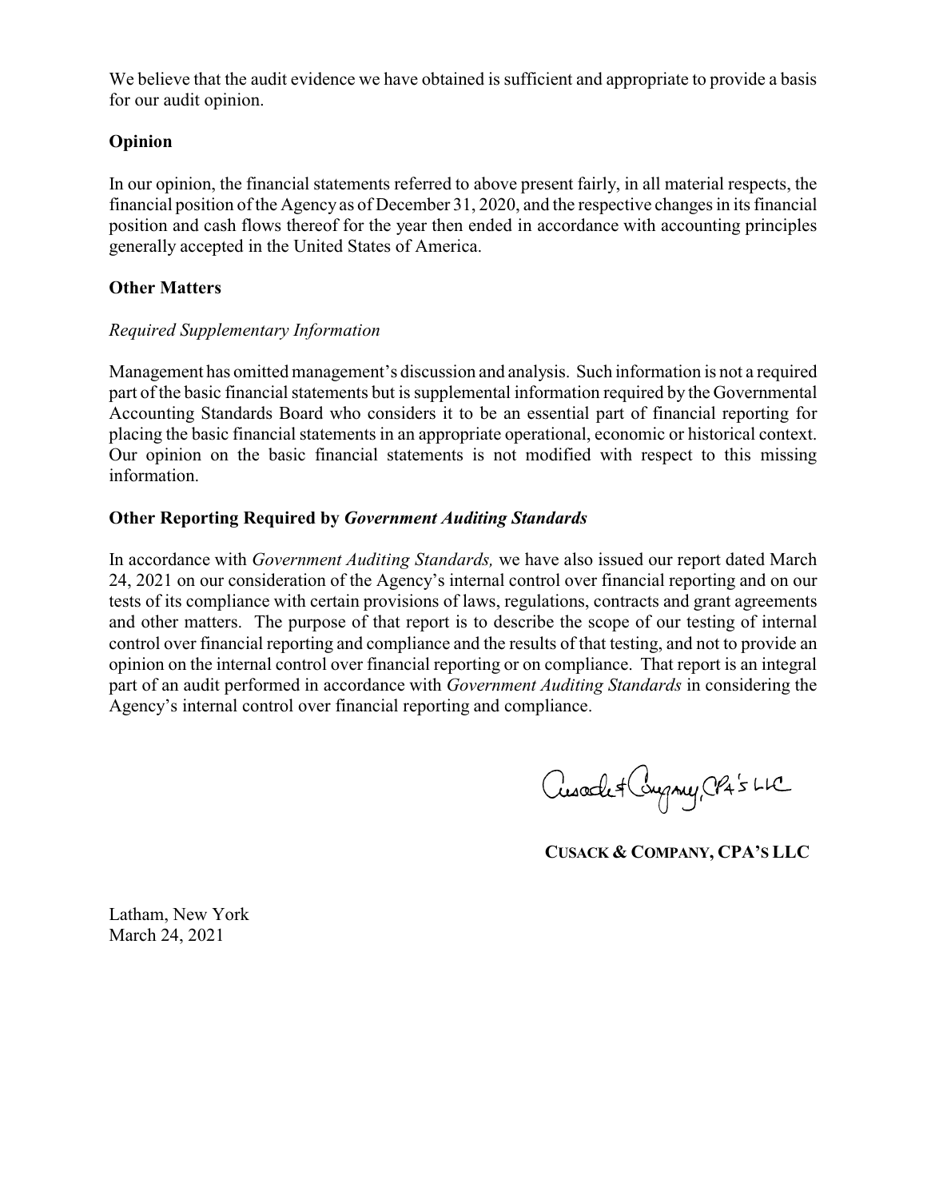We believe that the audit evidence we have obtained is sufficient and appropriate to provide a basis for our audit opinion.

### Opinion

In our opinion, the financial statements referred to above present fairly, in all material respects, the financial position of the Agency as of December 31, 2020, and the respective changes in its financial position and cash flows thereof for the year then ended in accordance with accounting principles generally accepted in the United States of America.

### Other Matters

*Required Supplementary Information*

Management has omitted management's discussion and analysis. Such information is not a required part of the basic financial statements but is supplemental information required by the Governmental Accounting Standards Board who considers it to be an essential part of financial reporting for placing the basic financial statements in an appropriate operational, economic or historical context. Our opinion on the basic financial statements is not modified with respect to this missing information.

### Other Reporting Required by *Government Auditing Standards*

In accordance with *Government Auditing Standards,* we have also issued our report dated March 24, 2021 on our consideration of the Agency's internal control over financial reporting and on our tests of its compliance with certain provisions of laws, regulations, contracts and grant agreements and other matters. The purpose of that report is to describe the scope of our testing of internal control over financial reporting and compliance and the results of that testing, and not to provide an opinion on the internal control over financial reporting or on compliance. That report is an integral part of an audit performed in accordance with *Government Auditing Standards* in considering the Agency's internal control over financial reporting and compliance.

Cusack & Company, CPA's LLC

**CUSACK & COMPANY, CPA'S LLC**

Latham, New York
March 24, 2021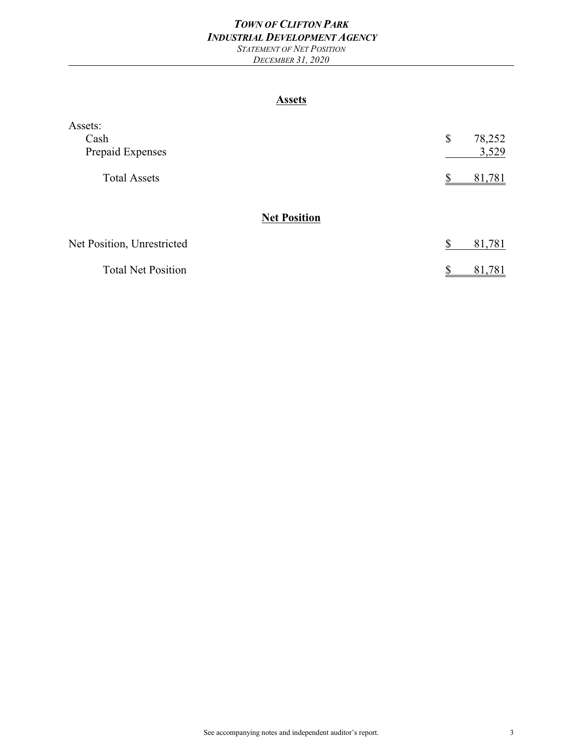# *TOWN OF CLIFTON PARK*
## *INDUSTRIAL DEVELOPMENT AGENCY*
*STATEMENT OF NET POSITION*
*DECEMBER 31, 2020*

### Assets

| | |
|---|---|
| Assets: | |
| Cash | $ 78,252 |
| Prepaid Expenses | 3,529 |
| Total Assets | $ 81,781 |

### Net Position

| | |
|---|---|
| Net Position, Unrestricted | $ 81,781 |
| Total Net Position | $ 81,781 |

See accompanying notes and independent auditor's report.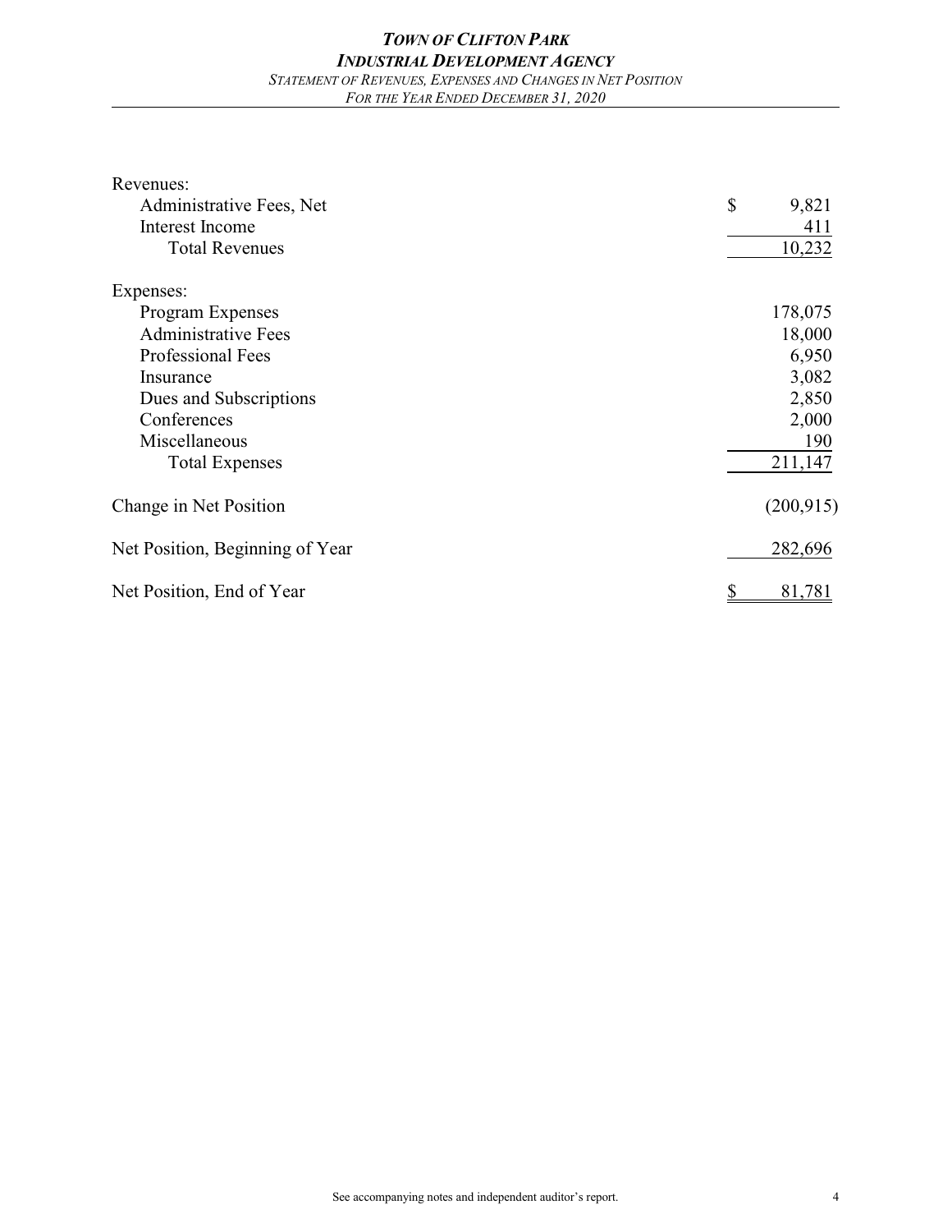# *TOWN OF CLIFTON PARK*
## *INDUSTRIAL DEVELOPMENT AGENCY*
*STATEMENT OF REVENUES, EXPENSES AND CHANGES IN NET POSITION*
*FOR THE YEAR ENDED DECEMBER 31, 2020*

| | |
|---|---|
| Revenues: | |
| Administrative Fees, Net | $ 9,821 |
| Interest Income | 411 |
| Total Revenues | 10,232 |
| | |
| Expenses: | |
| Program Expenses | 178,075 |
| Administrative Fees | 18,000 |
| Professional Fees | 6,950 |
| Insurance | 3,082 |
| Dues and Subscriptions | 2,850 |
| Conferences | 2,000 |
| Miscellaneous | 190 |
| Total Expenses | 211,147 |
| | |
| Change in Net Position | (200,915) |
| | |
| Net Position, Beginning of Year | 282,696 |
| | |
| Net Position, End of Year | $ 81,781 |

See accompanying notes and independent auditor's report.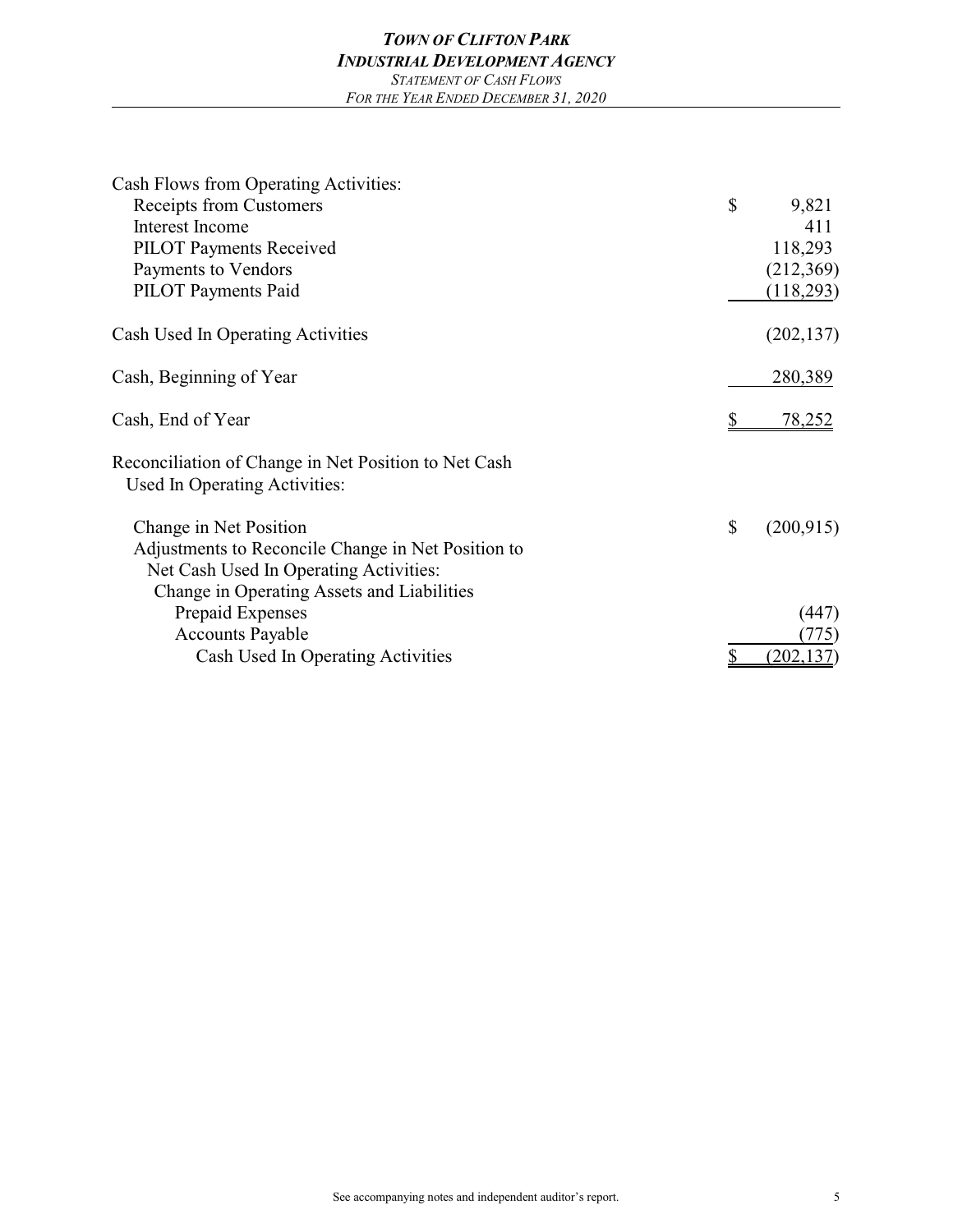# *TOWN OF CLIFTON PARK*
## *INDUSTRIAL DEVELOPMENT AGENCY*
### *STATEMENT OF CASH FLOWS*
*FOR THE YEAR ENDED DECEMBER 31, 2020*

| | |
|---|---|
| Cash Flows from Operating Activities: | |
| Receipts from Customers | $ 9,821 |
| Interest Income | 411 |
| PILOT Payments Received | 118,293 |
| Payments to Vendors | (212,369) |
| PILOT Payments Paid | (118,293) |
| Cash Used In Operating Activities | (202,137) |
| Cash, Beginning of Year | 280,389 |
| Cash, End of Year | $ 78,252 |
| Reconciliation of Change in Net Position to Net Cash Used In Operating Activities: | |
| Change in Net Position | $ (200,915) |
| Adjustments to Reconcile Change in Net Position to Net Cash Used In Operating Activities: | |
| Change in Operating Assets and Liabilities | |
| Prepaid Expenses | (447) |
| Accounts Payable | (775) |
| Cash Used In Operating Activities | $ (202,137) |

See accompanying notes and independent auditor's report.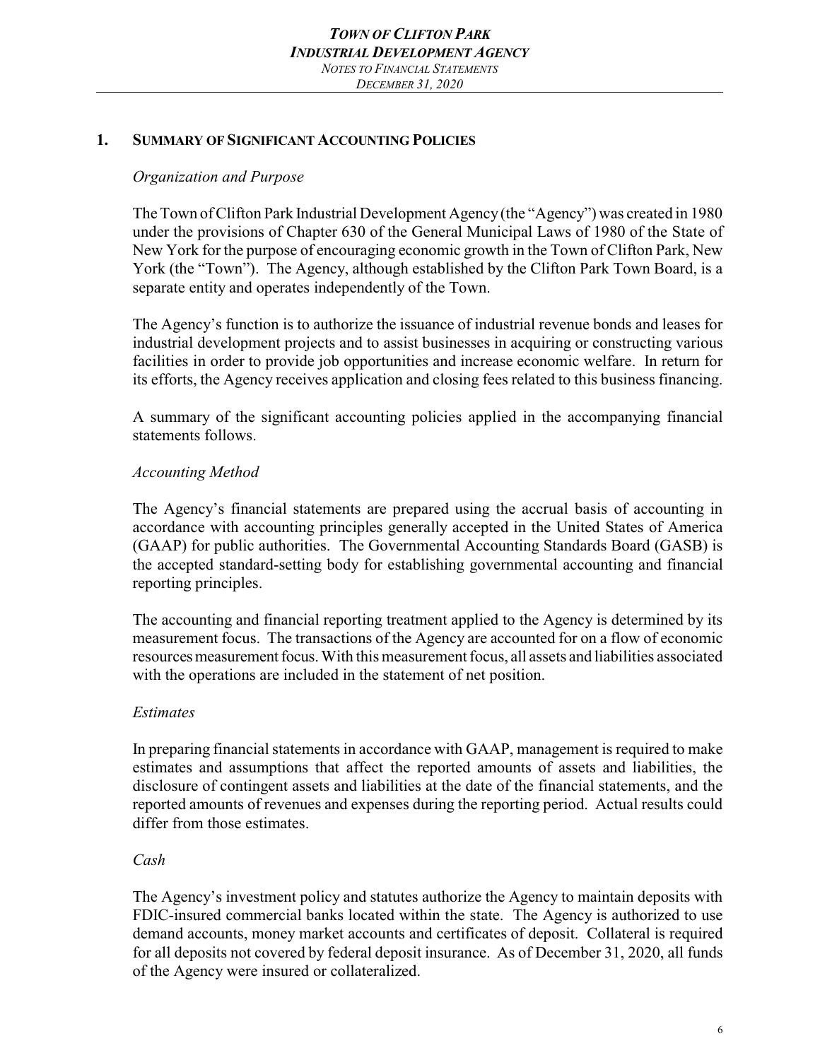## 1. Summary of Significant Accounting Policies

*Organization and Purpose*

The Town of Clifton Park Industrial Development Agency (the "Agency") was created in 1980 under the provisions of Chapter 630 of the General Municipal Laws of 1980 of the State of New York for the purpose of encouraging economic growth in the Town of Clifton Park, New York (the "Town"). The Agency, although established by the Clifton Park Town Board, is a separate entity and operates independently of the Town.

The Agency's function is to authorize the issuance of industrial revenue bonds and leases for industrial development projects and to assist businesses in acquiring or constructing various facilities in order to provide job opportunities and increase economic welfare. In return for its efforts, the Agency receives application and closing fees related to this business financing.

A summary of the significant accounting policies applied in the accompanying financial statements follows.

*Accounting Method*

The Agency's financial statements are prepared using the accrual basis of accounting in accordance with accounting principles generally accepted in the United States of America (GAAP) for public authorities. The Governmental Accounting Standards Board (GASB) is the accepted standard-setting body for establishing governmental accounting and financial reporting principles.

The accounting and financial reporting treatment applied to the Agency is determined by its measurement focus. The transactions of the Agency are accounted for on a flow of economic resources measurement focus. With this measurement focus, all assets and liabilities associated with the operations are included in the statement of net position.

*Estimates*

In preparing financial statements in accordance with GAAP, management is required to make estimates and assumptions that affect the reported amounts of assets and liabilities, the disclosure of contingent assets and liabilities at the date of the financial statements, and the reported amounts of revenues and expenses during the reporting period. Actual results could differ from those estimates.

*Cash*

The Agency's investment policy and statutes authorize the Agency to maintain deposits with FDIC-insured commercial banks located within the state. The Agency is authorized to use demand accounts, money market accounts and certificates of deposit. Collateral is required for all deposits not covered by federal deposit insurance. As of December 31, 2020, all funds of the Agency were insured or collateralized.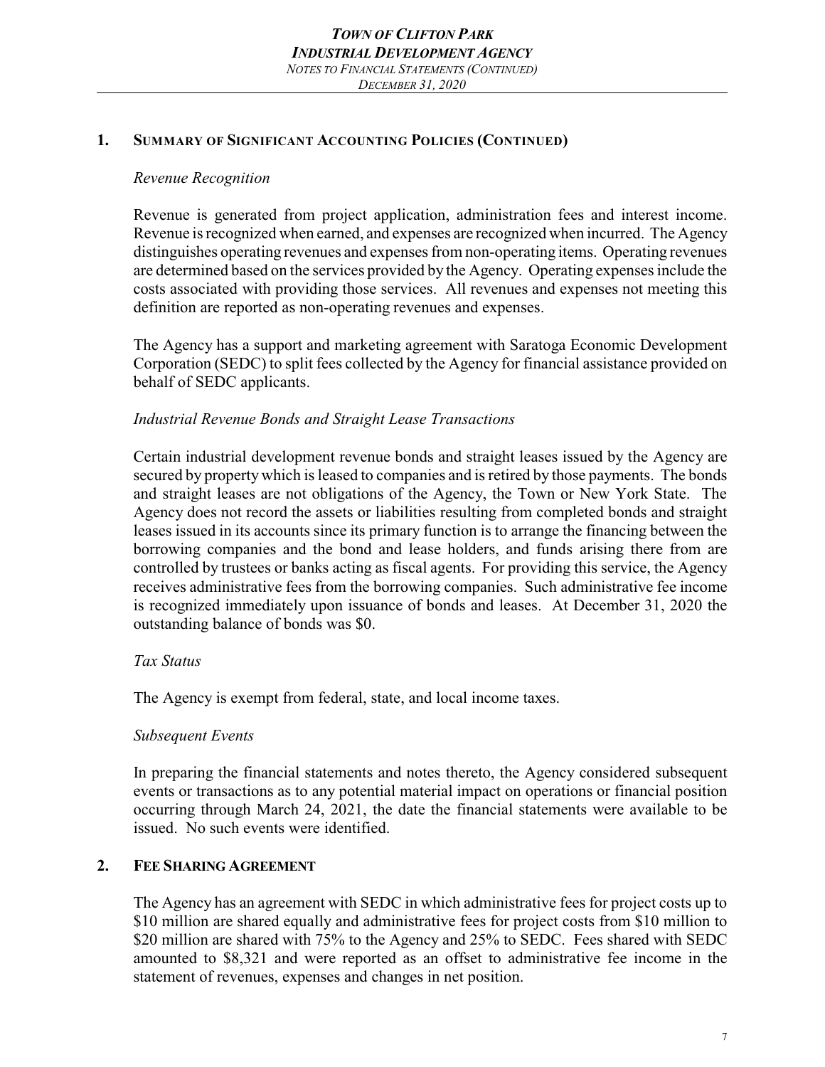## 1. Summary of Significant Accounting Policies (Continued)

*Revenue Recognition*

Revenue is generated from project application, administration fees and interest income. Revenue is recognized when earned, and expenses are recognized when incurred. The Agency distinguishes operating revenues and expenses from non-operating items. Operating revenues are determined based on the services provided by the Agency. Operating expenses include the costs associated with providing those services. All revenues and expenses not meeting this definition are reported as non-operating revenues and expenses.

The Agency has a support and marketing agreement with Saratoga Economic Development Corporation (SEDC) to split fees collected by the Agency for financial assistance provided on behalf of SEDC applicants.

*Industrial Revenue Bonds and Straight Lease Transactions*

Certain industrial development revenue bonds and straight leases issued by the Agency are secured by property which is leased to companies and is retired by those payments. The bonds and straight leases are not obligations of the Agency, the Town or New York State. The Agency does not record the assets or liabilities resulting from completed bonds and straight leases issued in its accounts since its primary function is to arrange the financing between the borrowing companies and the bond and lease holders, and funds arising there from are controlled by trustees or banks acting as fiscal agents. For providing this service, the Agency receives administrative fees from the borrowing companies. Such administrative fee income is recognized immediately upon issuance of bonds and leases. At December 31, 2020 the outstanding balance of bonds was $0.

*Tax Status*

The Agency is exempt from federal, state, and local income taxes.

*Subsequent Events*

In preparing the financial statements and notes thereto, the Agency considered subsequent events or transactions as to any potential material impact on operations or financial position occurring through March 24, 2021, the date the financial statements were available to be issued. No such events were identified.

## 2. Fee Sharing Agreement

The Agency has an agreement with SEDC in which administrative fees for project costs up to $10 million are shared equally and administrative fees for project costs from $10 million to $20 million are shared with 75% to the Agency and 25% to SEDC. Fees shared with SEDC amounted to $8,321 and were reported as an offset to administrative fee income in the statement of revenues, expenses and changes in net position.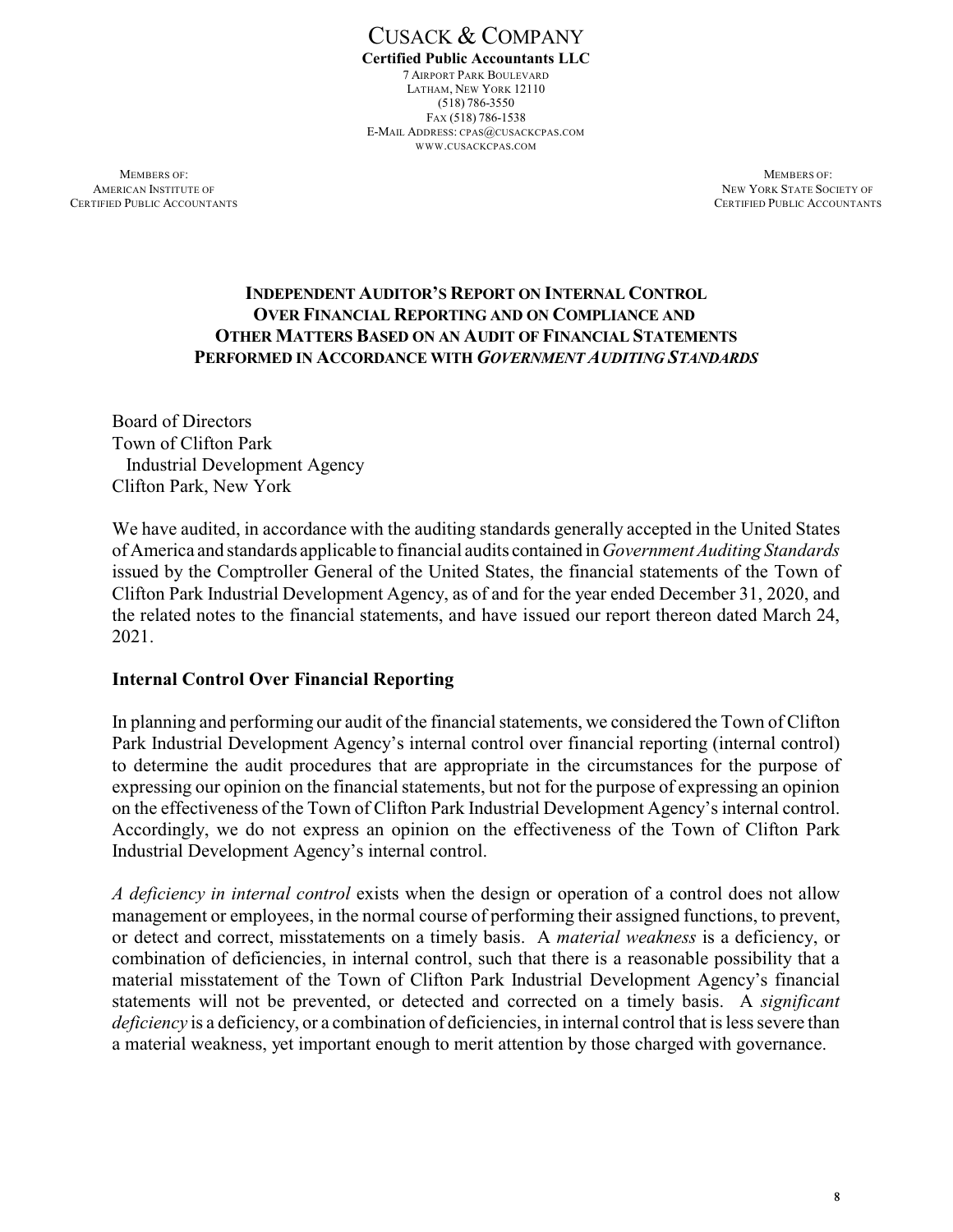# CUSACK & COMPANY

**Certified Public Accountants LLC**

7 AIRPORT PARK BOULEVARD
LATHAM, NEW YORK 12110
(518) 786-3550
FAX (518) 786-1538
E-MAIL ADDRESS: CPAS@CUSACKCPAS.COM
WWW.CUSACKCPAS.COM

MEMBERS OF:
AMERICAN INSTITUTE OF
CERTIFIED PUBLIC ACCOUNTANTS

MEMBERS OF:
NEW YORK STATE SOCIETY OF
CERTIFIED PUBLIC ACCOUNTANTS

## INDEPENDENT AUDITOR'S REPORT ON INTERNAL CONTROL OVER FINANCIAL REPORTING AND ON COMPLIANCE AND OTHER MATTERS BASED ON AN AUDIT OF FINANCIAL STATEMENTS PERFORMED IN ACCORDANCE WITH *GOVERNMENT AUDITING STANDARDS*

Board of Directors
Town of Clifton Park
Industrial Development Agency
Clifton Park, New York

We have audited, in accordance with the auditing standards generally accepted in the United States of America and standards applicable to financial audits contained in *Government Auditing Standards* issued by the Comptroller General of the United States, the financial statements of the Town of Clifton Park Industrial Development Agency, as of and for the year ended December 31, 2020, and the related notes to the financial statements, and have issued our report thereon dated March 24, 2021.

### Internal Control Over Financial Reporting

In planning and performing our audit of the financial statements, we considered the Town of Clifton Park Industrial Development Agency's internal control over financial reporting (internal control) to determine the audit procedures that are appropriate in the circumstances for the purpose of expressing our opinion on the financial statements, but not for the purpose of expressing an opinion on the effectiveness of the Town of Clifton Park Industrial Development Agency's internal control. Accordingly, we do not express an opinion on the effectiveness of the Town of Clifton Park Industrial Development Agency's internal control.

*A deficiency in internal control* exists when the design or operation of a control does not allow management or employees, in the normal course of performing their assigned functions, to prevent, or detect and correct, misstatements on a timely basis. A *material weakness* is a deficiency, or combination of deficiencies, in internal control, such that there is a reasonable possibility that a material misstatement of the Town of Clifton Park Industrial Development Agency's financial statements will not be prevented, or detected and corrected on a timely basis. A *significant deficiency* is a deficiency, or a combination of deficiencies, in internal control that is less severe than a material weakness, yet important enough to merit attention by those charged with governance.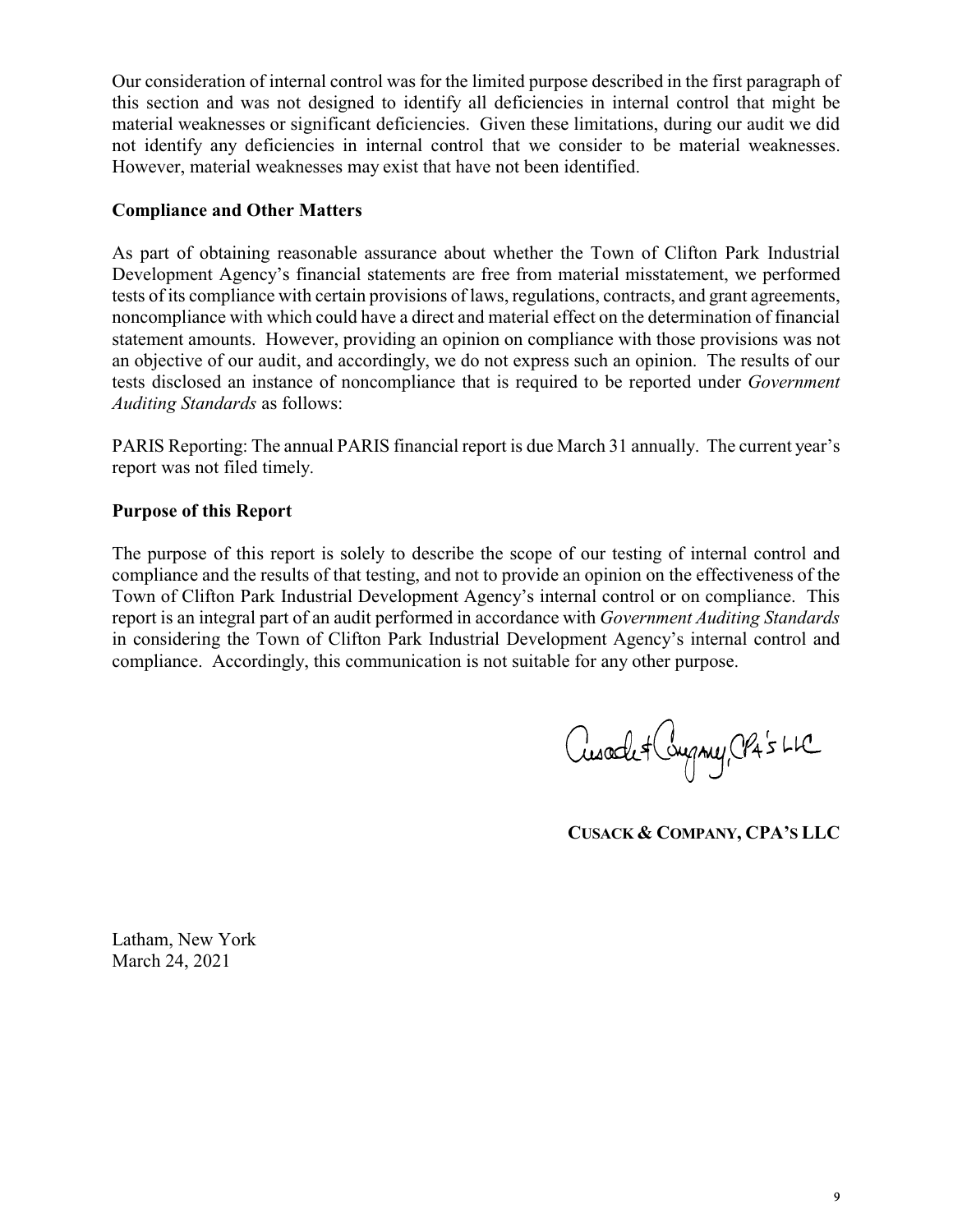Our consideration of internal control was for the limited purpose described in the first paragraph of this section and was not designed to identify all deficiencies in internal control that might be material weaknesses or significant deficiencies. Given these limitations, during our audit we did not identify any deficiencies in internal control that we consider to be material weaknesses. However, material weaknesses may exist that have not been identified.

**Compliance and Other Matters**

As part of obtaining reasonable assurance about whether the Town of Clifton Park Industrial Development Agency's financial statements are free from material misstatement, we performed tests of its compliance with certain provisions of laws, regulations, contracts, and grant agreements, noncompliance with which could have a direct and material effect on the determination of financial statement amounts. However, providing an opinion on compliance with those provisions was not an objective of our audit, and accordingly, we do not express such an opinion. The results of our tests disclosed an instance of noncompliance that is required to be reported under *Government Auditing Standards* as follows:

PARIS Reporting: The annual PARIS financial report is due March 31 annually. The current year's report was not filed timely.

**Purpose of this Report**

The purpose of this report is solely to describe the scope of our testing of internal control and compliance and the results of that testing, and not to provide an opinion on the effectiveness of the Town of Clifton Park Industrial Development Agency's internal control or on compliance. This report is an integral part of an audit performed in accordance with *Government Auditing Standards* in considering the Town of Clifton Park Industrial Development Agency's internal control and compliance. Accordingly, this communication is not suitable for any other purpose.

Cusack & Company, CPA's LLC

**CUSACK & COMPANY, CPA'S LLC**

Latham, New York
March 24, 2021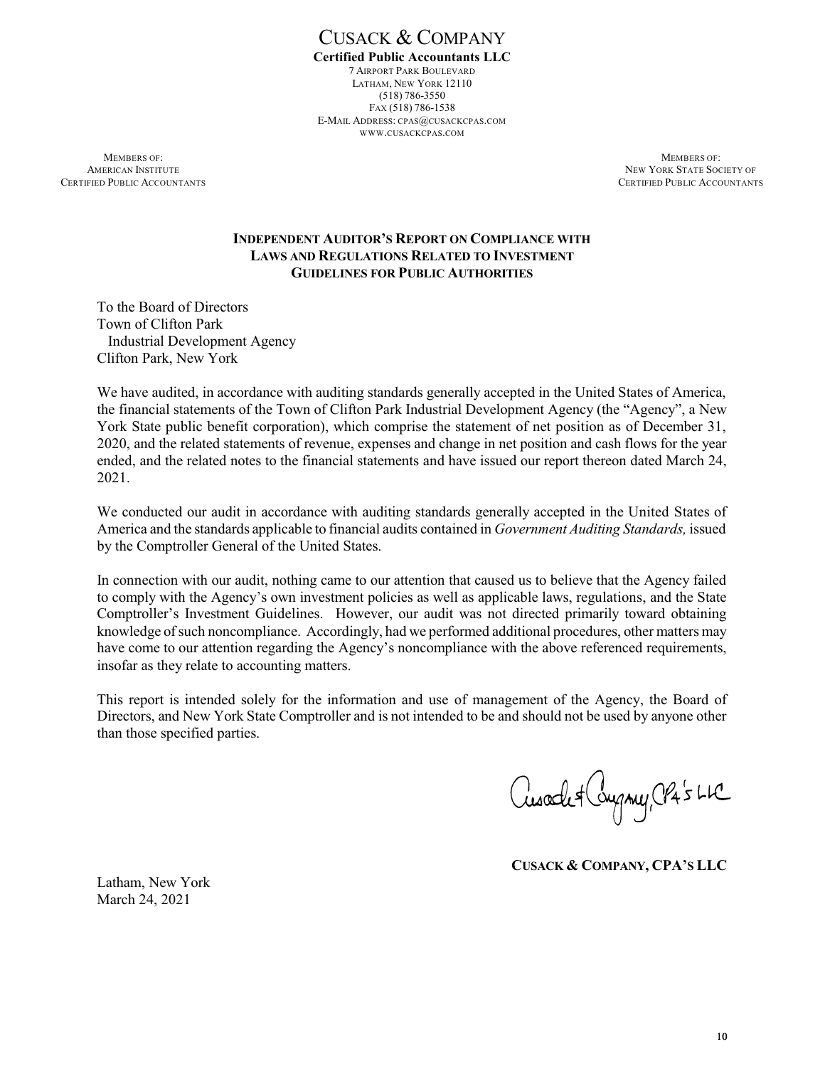# CUSACK & COMPANY

**Certified Public Accountants LLC**

7 AIRPORT PARK BOULEVARD
LATHAM, NEW YORK 12110
(518) 786-3550
FAX (518) 786-1538
E-MAIL ADDRESS: CPAS@CUSACKCPAS.COM
WWW.CUSACKCPAS.COM

MEMBERS OF:
AMERICAN INSTITUTE
CERTIFIED PUBLIC ACCOUNTANTS

MEMBERS OF:
NEW YORK STATE SOCIETY OF
CERTIFIED PUBLIC ACCOUNTANTS

## INDEPENDENT AUDITOR'S REPORT ON COMPLIANCE WITH LAWS AND REGULATIONS RELATED TO INVESTMENT GUIDELINES FOR PUBLIC AUTHORITIES

To the Board of Directors
Town of Clifton Park
Industrial Development Agency
Clifton Park, New York

We have audited, in accordance with auditing standards generally accepted in the United States of America, the financial statements of the Town of Clifton Park Industrial Development Agency (the "Agency", a New York State public benefit corporation), which comprise the statement of net position as of December 31, 2020, and the related statements of revenue, expenses and change in net position and cash flows for the year ended, and the related notes to the financial statements and have issued our report thereon dated March 24, 2021.

We conducted our audit in accordance with auditing standards generally accepted in the United States of America and the standards applicable to financial audits contained in *Government Auditing Standards,* issued by the Comptroller General of the United States.

In connection with our audit, nothing came to our attention that caused us to believe that the Agency failed to comply with the Agency's own investment policies as well as applicable laws, regulations, and the State Comptroller's Investment Guidelines. However, our audit was not directed primarily toward obtaining knowledge of such noncompliance. Accordingly, had we performed additional procedures, other matters may have come to our attention regarding the Agency's noncompliance with the above referenced requirements, insofar as they relate to accounting matters.

This report is intended solely for the information and use of management of the Agency, the Board of Directors, and New York State Comptroller and is not intended to be and should not be used by anyone other than those specified parties.

Cusack & Company, CPA's LLC

**CUSACK & COMPANY, CPA'S LLC**

Latham, New York
March 24, 2021